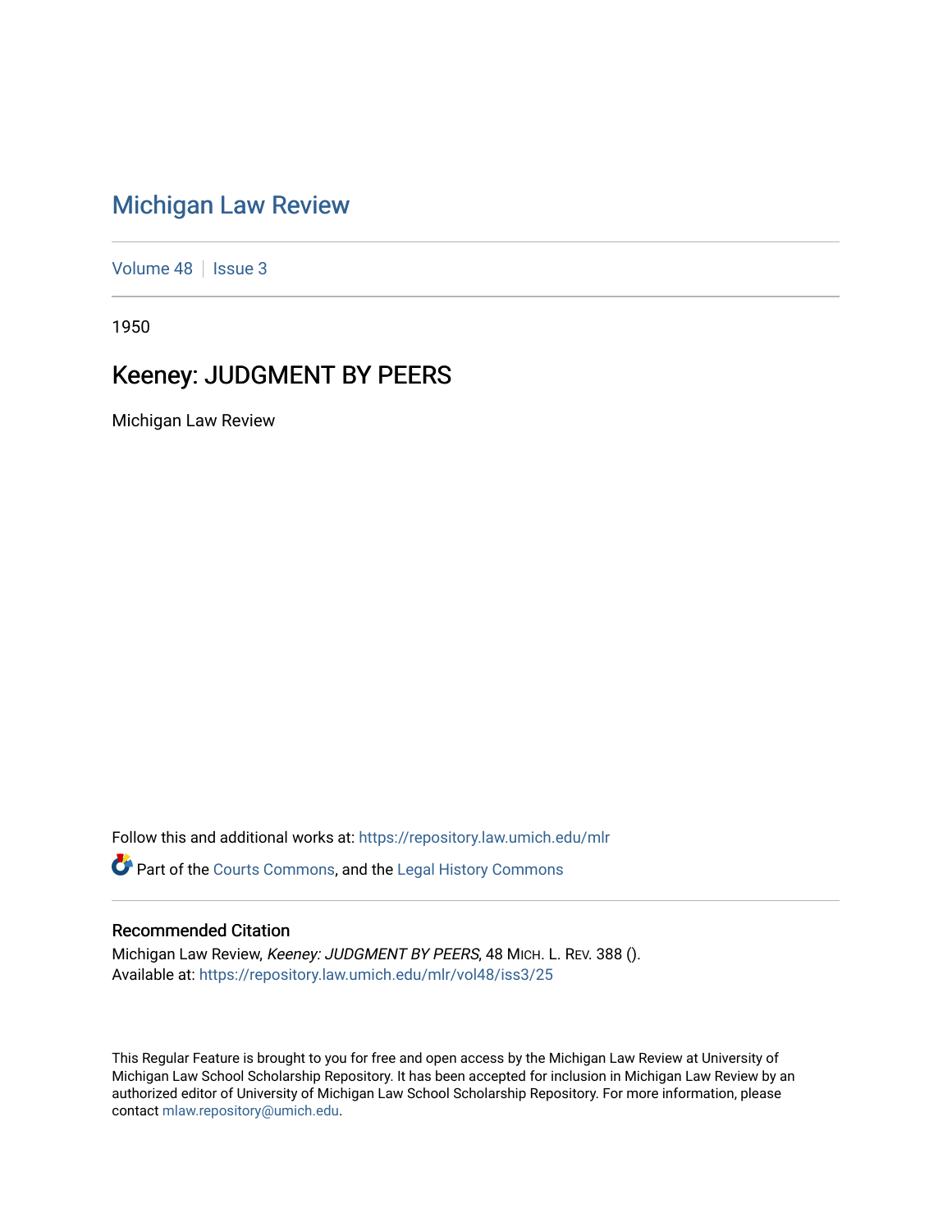# Michigan Law Review

Volume 48 | Issue 3

1950

## Keeney: JUDGMENT BY PEERS

Michigan Law Review

Follow this and additional works at: https://repository.law.umich.edu/mlr

Part of the Courts Commons, and the Legal History Commons

### Recommended Citation

Michigan Law Review, *Keeney: JUDGMENT BY PEERS*, 48 MICH. L. REV. 388 ().
Available at: https://repository.law.umich.edu/mlr/vol48/iss3/25

This Regular Feature is brought to you for free and open access by the Michigan Law Review at University of Michigan Law School Scholarship Repository. It has been accepted for inclusion in Michigan Law Review by an authorized editor of University of Michigan Law School Scholarship Repository. For more information, please contact mlaw.repository@umich.edu.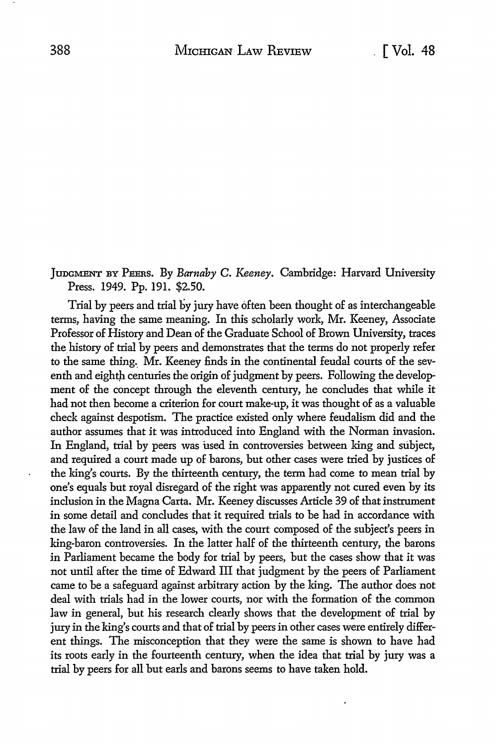Judgment by Peers. By *Barnaby C. Keeney*. Cambridge: Harvard University Press. 1949. Pp. 191. $2.50.

Trial by peers and trial by jury have often been thought of as interchangeable terms, having the same meaning. In this scholarly work, Mr. Keeney, Associate Professor of History and Dean of the Graduate School of Brown University, traces the history of trial by peers and demonstrates that the terms do not properly refer to the same thing. Mr. Keeney finds in the continental feudal courts of the seventh and eighth centuries the origin of judgment by peers. Following the development of the concept through the eleventh century, he concludes that while it had not then become a criterion for court make-up, it was thought of as a valuable check against despotism. The practice existed only where feudalism did and the author assumes that it was introduced into England with the Norman invasion. In England, trial by peers was used in controversies between king and subject, and required a court made up of barons, but other cases were tried by justices of the king's courts. By the thirteenth century, the term had come to mean trial by one's equals but royal disregard of the right was apparently not cured even by its inclusion in the Magna Carta. Mr. Keeney discusses Article 39 of that instrument in some detail and concludes that it required trials to be had in accordance with the law of the land in all cases, with the court composed of the subject's peers in king-baron controversies. In the latter half of the thirteenth century, the barons in Parliament became the body for trial by peers, but the cases show that it was not until after the time of Edward III that judgment by the peers of Parliament came to be a safeguard against arbitrary action by the king. The author does not deal with trials had in the lower courts, nor with the formation of the common law in general, but his research clearly shows that the development of trial by jury in the king's courts and that of trial by peers in other cases were entirely different things. The misconception that they were the same is shown to have had its roots early in the fourteenth century, when the idea that trial by jury was a trial by peers for all but earls and barons seems to have taken hold.